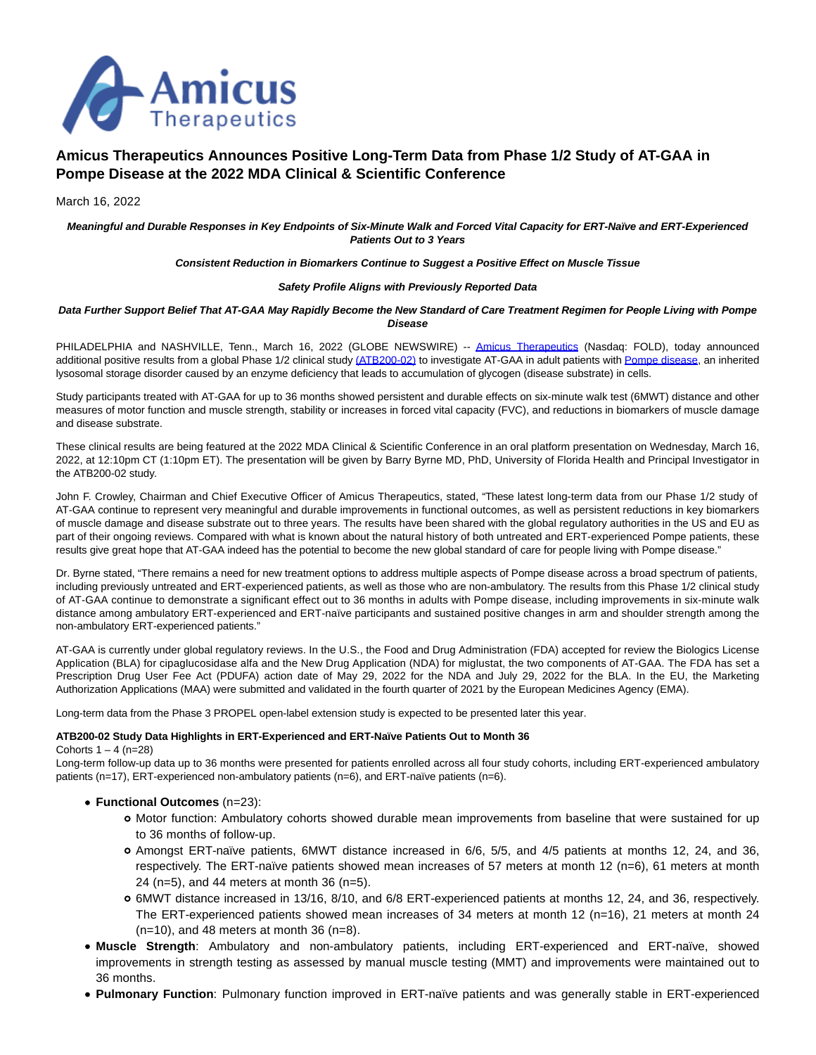# Amicus Therapeutics Announces Positive Long-Term Data from Phase 1/2 Study of AT-GAA in Pompe Disease at the 2022 MDA Clinical & Scientific Conference

March 16, 2022

***Meaningful and Durable Responses in Key Endpoints of Six-Minute Walk and Forced Vital Capacity for ERT-Naïve and ERT-Experienced Patients Out to 3 Years***

***Consistent Reduction in Biomarkers Continue to Suggest a Positive Effect on Muscle Tissue***

***Safety Profile Aligns with Previously Reported Data***

***Data Further Support Belief That AT-GAA May Rapidly Become the New Standard of Care Treatment Regimen for People Living with Pompe Disease***

PHILADELPHIA and NASHVILLE, Tenn., March 16, 2022 (GLOBE NEWSWIRE) -- Amicus Therapeutics (Nasdaq: FOLD), today announced additional positive results from a global Phase 1/2 clinical study (ATB200-02) to investigate AT-GAA in adult patients with Pompe disease, an inherited lysosomal storage disorder caused by an enzyme deficiency that leads to accumulation of glycogen (disease substrate) in cells.

Study participants treated with AT-GAA for up to 36 months showed persistent and durable effects on six-minute walk test (6MWT) distance and other measures of motor function and muscle strength, stability or increases in forced vital capacity (FVC), and reductions in biomarkers of muscle damage and disease substrate.

These clinical results are being featured at the 2022 MDA Clinical & Scientific Conference in an oral platform presentation on Wednesday, March 16, 2022, at 12:10pm CT (1:10pm ET). The presentation will be given by Barry Byrne MD, PhD, University of Florida Health and Principal Investigator in the ATB200-02 study.

John F. Crowley, Chairman and Chief Executive Officer of Amicus Therapeutics, stated, "These latest long-term data from our Phase 1/2 study of AT-GAA continue to represent very meaningful and durable improvements in functional outcomes, as well as persistent reductions in key biomarkers of muscle damage and disease substrate out to three years. The results have been shared with the global regulatory authorities in the US and EU as part of their ongoing reviews. Compared with what is known about the natural history of both untreated and ERT-experienced Pompe patients, these results give great hope that AT-GAA indeed has the potential to become the new global standard of care for people living with Pompe disease."

Dr. Byrne stated, "There remains a need for new treatment options to address multiple aspects of Pompe disease across a broad spectrum of patients, including previously untreated and ERT-experienced patients, as well as those who are non-ambulatory. The results from this Phase 1/2 clinical study of AT-GAA continue to demonstrate a significant effect out to 36 months in adults with Pompe disease, including improvements in six-minute walk distance among ambulatory ERT-experienced and ERT-naïve participants and sustained positive changes in arm and shoulder strength among the non-ambulatory ERT-experienced patients."

AT-GAA is currently under global regulatory reviews. In the U.S., the Food and Drug Administration (FDA) accepted for review the Biologics License Application (BLA) for cipaglucosidase alfa and the New Drug Application (NDA) for miglustat, the two components of AT-GAA. The FDA has set a Prescription Drug User Fee Act (PDUFA) action date of May 29, 2022 for the NDA and July 29, 2022 for the BLA. In the EU, the Marketing Authorization Applications (MAA) were submitted and validated in the fourth quarter of 2021 by the European Medicines Agency (EMA).

Long-term data from the Phase 3 PROPEL open-label extension study is expected to be presented later this year.

**ATB200-02 Study Data Highlights in ERT-Experienced and ERT-Naïve Patients Out to Month 36**

Cohorts 1 – 4 (n=28)

Long-term follow-up data up to 36 months were presented for patients enrolled across all four study cohorts, including ERT-experienced ambulatory patients (n=17), ERT-experienced non-ambulatory patients (n=6), and ERT-naïve patients (n=6).

- **Functional Outcomes** (n=23):
  - Motor function: Ambulatory cohorts showed durable mean improvements from baseline that were sustained for up to 36 months of follow-up.
  - Amongst ERT-naïve patients, 6MWT distance increased in 6/6, 5/5, and 4/5 patients at months 12, 24, and 36, respectively. The ERT-naïve patients showed mean increases of 57 meters at month 12 (n=6), 61 meters at month 24 (n=5), and 44 meters at month 36 (n=5).
  - 6MWT distance increased in 13/16, 8/10, and 6/8 ERT-experienced patients at months 12, 24, and 36, respectively. The ERT-experienced patients showed mean increases of 34 meters at month 12 (n=16), 21 meters at month 24 (n=10), and 48 meters at month 36 (n=8).
- **Muscle Strength**: Ambulatory and non-ambulatory patients, including ERT-experienced and ERT-naïve, showed improvements in strength testing as assessed by manual muscle testing (MMT) and improvements were maintained out to 36 months.
- **Pulmonary Function**: Pulmonary function improved in ERT-naïve patients and was generally stable in ERT-experienced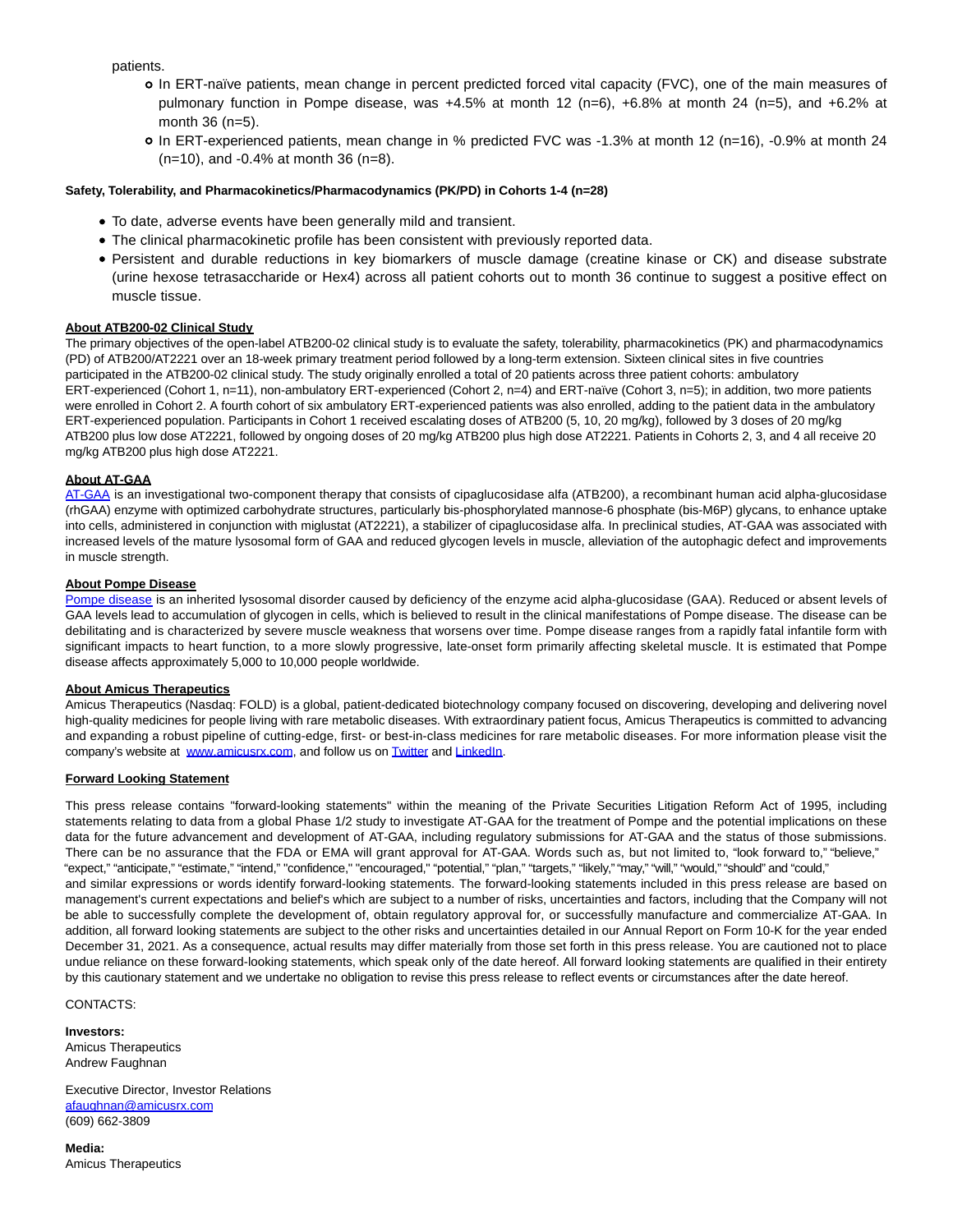patients.

- In ERT-naïve patients, mean change in percent predicted forced vital capacity (FVC), one of the main measures of pulmonary function in Pompe disease, was +4.5% at month 12 (n=6), +6.8% at month 24 (n=5), and +6.2% at month 36 (n=5).
- In ERT-experienced patients, mean change in % predicted FVC was -1.3% at month 12 (n=16), -0.9% at month 24 (n=10), and -0.4% at month 36 (n=8).

**Safety, Tolerability, and Pharmacokinetics/Pharmacodynamics (PK/PD) in Cohorts 1-4 (n=28)**

- To date, adverse events have been generally mild and transient.
- The clinical pharmacokinetic profile has been consistent with previously reported data.
- Persistent and durable reductions in key biomarkers of muscle damage (creatine kinase or CK) and disease substrate (urine hexose tetrasaccharide or Hex4) across all patient cohorts out to month 36 continue to suggest a positive effect on muscle tissue.

**About ATB200-02 Clinical Study**

The primary objectives of the open-label ATB200-02 clinical study is to evaluate the safety, tolerability, pharmacokinetics (PK) and pharmacodynamics (PD) of ATB200/AT2221 over an 18-week primary treatment period followed by a long-term extension. Sixteen clinical sites in five countries participated in the ATB200-02 clinical study. The study originally enrolled a total of 20 patients across three patient cohorts: ambulatory ERT-experienced (Cohort 1, n=11), non-ambulatory ERT-experienced (Cohort 2, n=4) and ERT-naïve (Cohort 3, n=5); in addition, two more patients were enrolled in Cohort 2. A fourth cohort of six ambulatory ERT-experienced patients was also enrolled, adding to the patient data in the ambulatory ERT-experienced population. Participants in Cohort 1 received escalating doses of ATB200 (5, 10, 20 mg/kg), followed by 3 doses of 20 mg/kg ATB200 plus low dose AT2221, followed by ongoing doses of 20 mg/kg ATB200 plus high dose AT2221. Patients in Cohorts 2, 3, and 4 all receive 20 mg/kg ATB200 plus high dose AT2221.

**About AT-GAA**

AT-GAA is an investigational two-component therapy that consists of cipaglucosidase alfa (ATB200), a recombinant human acid alpha-glucosidase (rhGAA) enzyme with optimized carbohydrate structures, particularly bis-phosphorylated mannose-6 phosphate (bis-M6P) glycans, to enhance uptake into cells, administered in conjunction with miglustat (AT2221), a stabilizer of cipaglucosidase alfa. In preclinical studies, AT-GAA was associated with increased levels of the mature lysosomal form of GAA and reduced glycogen levels in muscle, alleviation of the autophagic defect and improvements in muscle strength.

**About Pompe Disease**

Pompe disease is an inherited lysosomal disorder caused by deficiency of the enzyme acid alpha-glucosidase (GAA). Reduced or absent levels of GAA levels lead to accumulation of glycogen in cells, which is believed to result in the clinical manifestations of Pompe disease. The disease can be debilitating and is characterized by severe muscle weakness that worsens over time. Pompe disease ranges from a rapidly fatal infantile form with significant impacts to heart function, to a more slowly progressive, late-onset form primarily affecting skeletal muscle. It is estimated that Pompe disease affects approximately 5,000 to 10,000 people worldwide.

**About Amicus Therapeutics**

Amicus Therapeutics (Nasdaq: FOLD) is a global, patient-dedicated biotechnology company focused on discovering, developing and delivering novel high-quality medicines for people living with rare metabolic diseases. With extraordinary patient focus, Amicus Therapeutics is committed to advancing and expanding a robust pipeline of cutting-edge, first- or best-in-class medicines for rare metabolic diseases. For more information please visit the company's website at www.amicusrx.com, and follow us on Twitter and LinkedIn.

**Forward Looking Statement**

This press release contains "forward-looking statements" within the meaning of the Private Securities Litigation Reform Act of 1995, including statements relating to data from a global Phase 1/2 study to investigate AT-GAA for the treatment of Pompe and the potential implications on these data for the future advancement and development of AT-GAA, including regulatory submissions for AT-GAA and the status of those submissions. There can be no assurance that the FDA or EMA will grant approval for AT-GAA. Words such as, but not limited to, "look forward to," "believe," "expect," "anticipate," "estimate," "intend," "confidence," "encouraged," "potential," "plan," "targets," "likely," "may," "will," "would," "should" and "could," and similar expressions or words identify forward-looking statements. The forward-looking statements included in this press release are based on management's current expectations and belief's which are subject to a number of risks, uncertainties and factors, including that the Company will not be able to successfully complete the development of, obtain regulatory approval for, or successfully manufacture and commercialize AT-GAA. In addition, all forward looking statements are subject to the other risks and uncertainties detailed in our Annual Report on Form 10-K for the year ended December 31, 2021. As a consequence, actual results may differ materially from those set forth in this press release. You are cautioned not to place undue reliance on these forward-looking statements, which speak only of the date hereof. All forward looking statements are qualified in their entirety by this cautionary statement and we undertake no obligation to revise this press release to reflect events or circumstances after the date hereof.

CONTACTS:

**Investors:**
Amicus Therapeutics
Andrew Faughnan

Executive Director, Investor Relations
afaughnan@amicusrx.com
(609) 662-3809

**Media:**
Amicus Therapeutics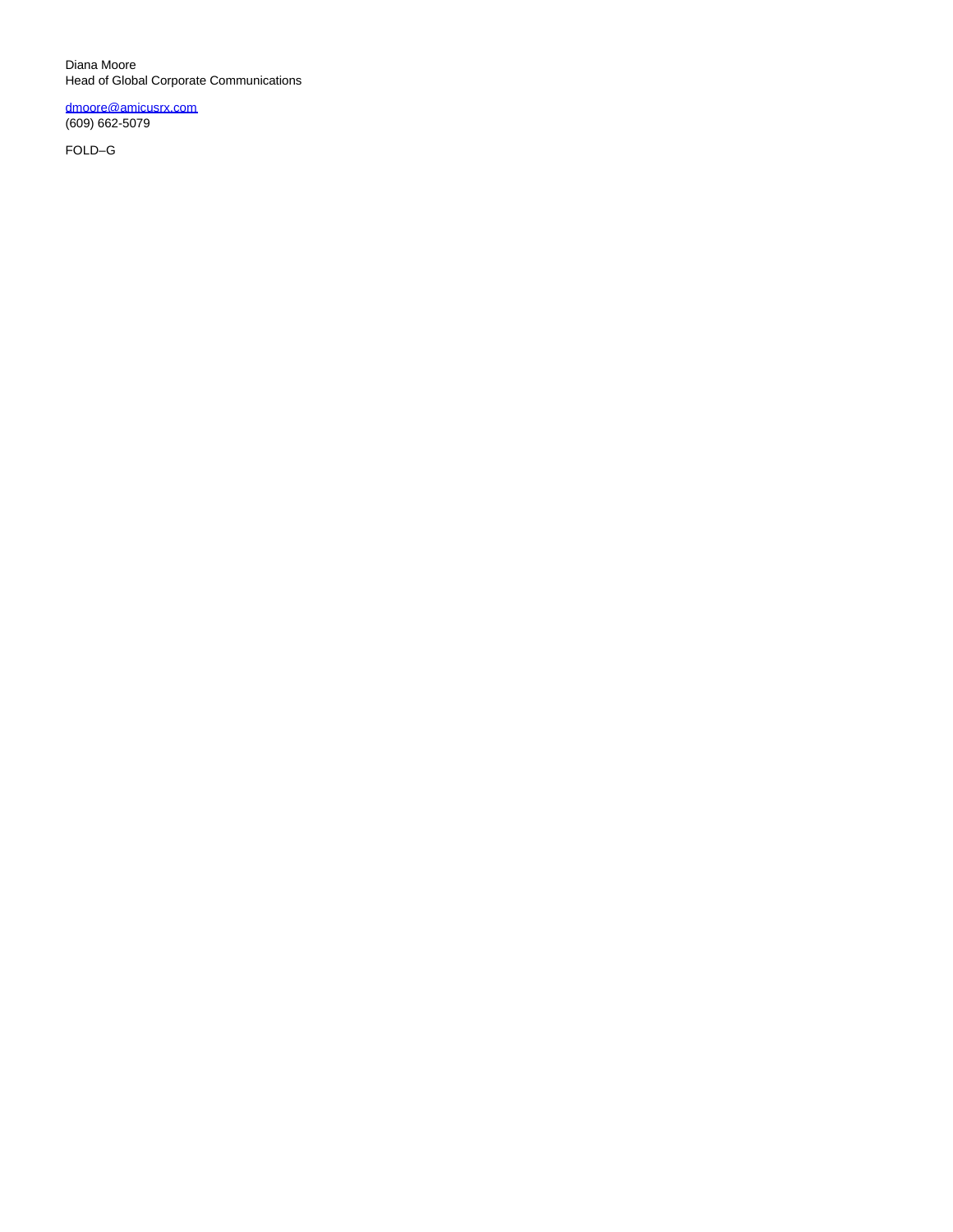Diana Moore
Head of Global Corporate Communications

dmoore@amicusrx.com
(609) 662-5079

FOLD–G